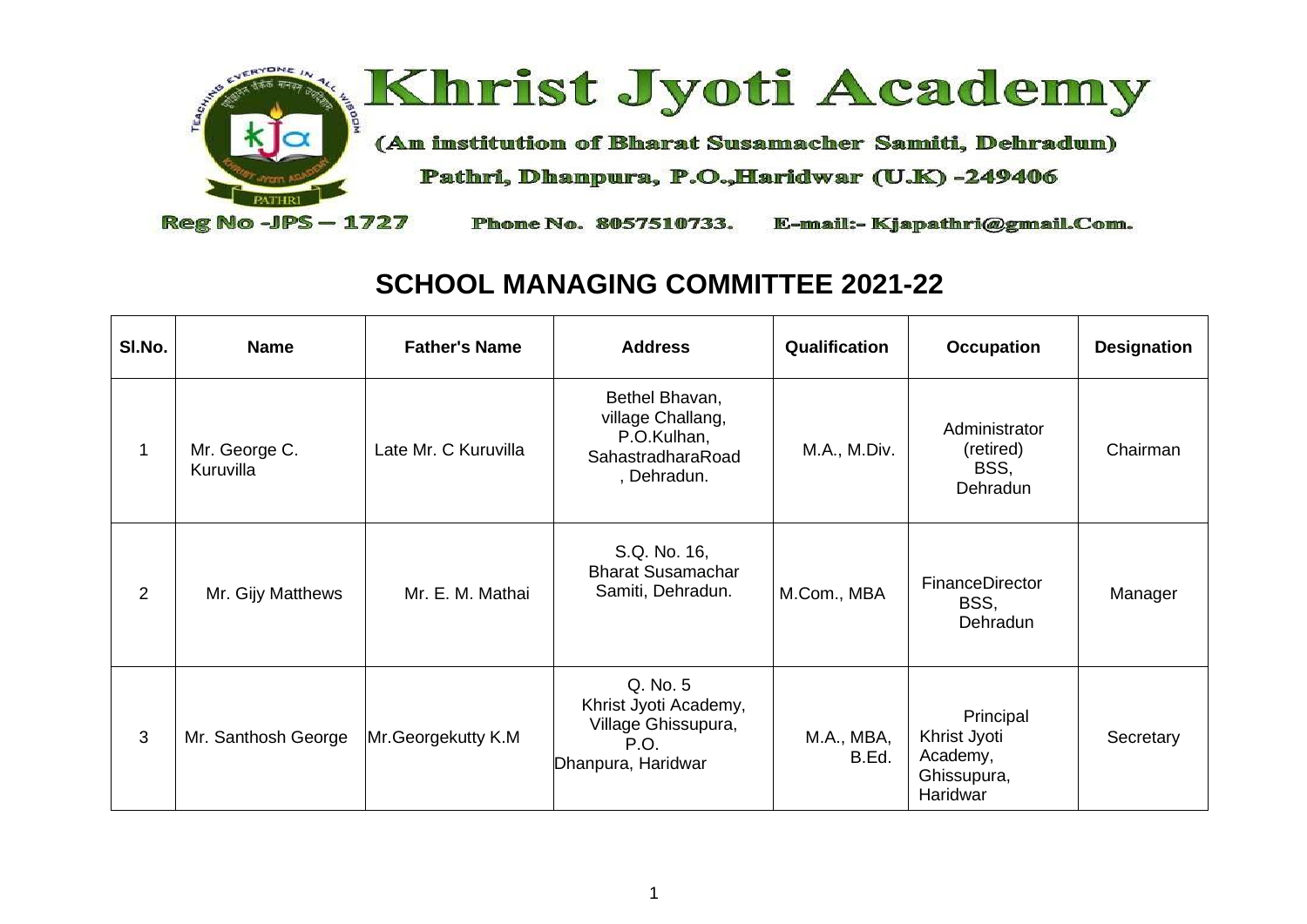# Khrist Jyoti Academy

(An institution of Bharat Susamacher Samiti, Dehradun)

Pathri, Dhanpura, P.O.,Haridwar (U.K) -249406

Reg No -JPS – 1727 Phone No. 8057510733. E-mail:- Kjapathri@gmail.Com.

## SCHOOL MANAGING COMMITTEE 2021-22

| Sl.No. | Name | Father's Name | Address | Qualification | Occupation | Designation |
|---|---|---|---|---|---|---|
| 1 | Mr. George C. Kuruvilla | Late Mr. C Kuruvilla | Bethel Bhavan, village Challang, P.O.Kulhan, SahastradharaRoad , Dehradun. | M.A., M.Div. | Administrator (retired) BSS, Dehradun | Chairman |
| 2 | Mr. Gijy Matthews | Mr. E. M. Mathai | S.Q. No. 16, Bharat Susamachar Samiti, Dehradun. | M.Com., MBA | FinanceDirector BSS, Dehradun | Manager |
| 3 | Mr. Santhosh George | Mr.Georgekutty K.M | Q. No. 5 Khrist Jyoti Academy, Village Ghissupura, P.O. Dhanpura, Haridwar | M.A., MBA, B.Ed. | Principal Khrist Jyoti Academy, Ghissupura, Haridwar | Secretary |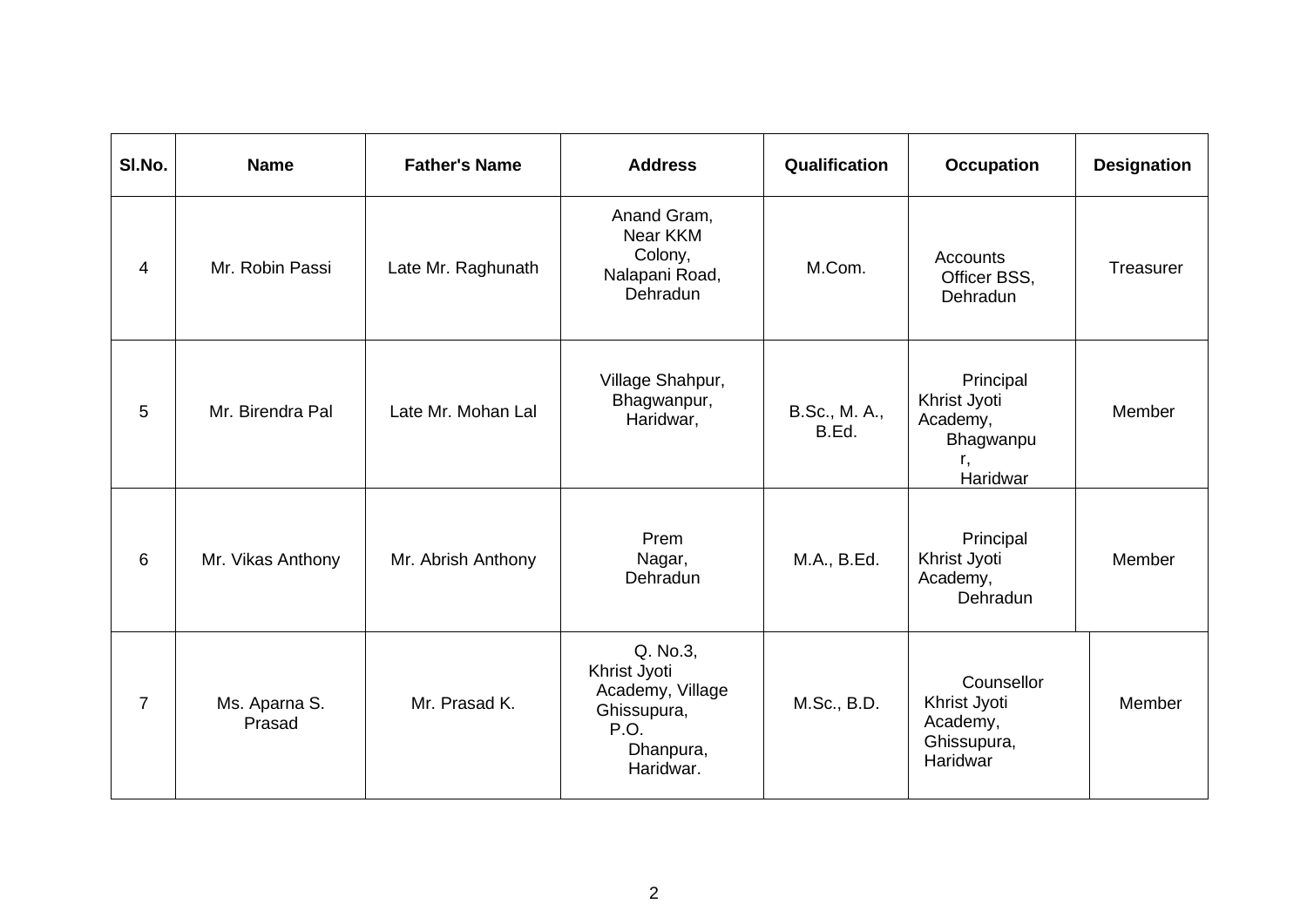| Sl.No. | Name | Father's Name | Address | Qualification | Occupation | Designation |
|---|---|---|---|---|---|---|
| 4 | Mr. Robin Passi | Late Mr. Raghunath | Anand Gram, Near KKM Colony, Nalapani Road, Dehradun | M.Com. | Accounts Officer BSS, Dehradun | Treasurer |
| 5 | Mr. Birendra Pal | Late Mr. Mohan Lal | Village Shahpur, Bhagwanpur, Haridwar, | B.Sc., M. A., B.Ed. | Principal Khrist Jyoti Academy, Bhagwanpur, Haridwar | Member |
| 6 | Mr. Vikas Anthony | Mr. Abrish Anthony | Prem Nagar, Dehradun | M.A., B.Ed. | Principal Khrist Jyoti Academy, Dehradun | Member |
| 7 | Ms. Aparna S. Prasad | Mr. Prasad K. | Q. No.3, Khrist Jyoti Academy, Village Ghissupura, P.O. Dhanpura, Haridwar. | M.Sc., B.D. | Counsellor Khrist Jyoti Academy, Ghissupura, Haridwar | Member |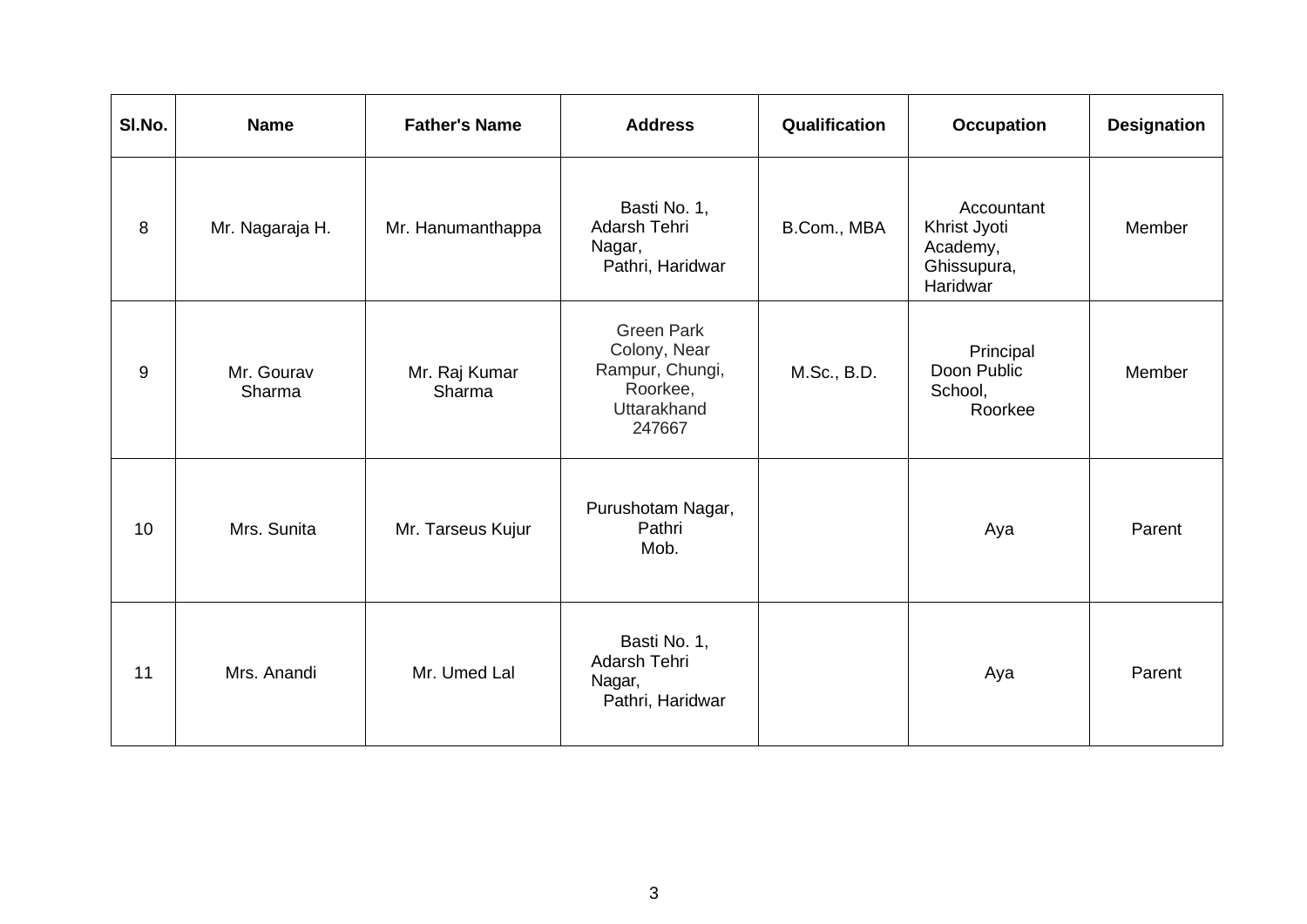| Sl.No. | Name | Father's Name | Address | Qualification | Occupation | Designation |
|---|---|---|---|---|---|---|
| 8 | Mr. Nagaraja H. | Mr. Hanumanthappa | Basti No. 1, Adarsh Tehri Nagar, Pathri, Haridwar | B.Com., MBA | Accountant Khrist Jyoti Academy, Ghissupura, Haridwar | Member |
| 9 | Mr. Gourav Sharma | Mr. Raj Kumar Sharma | Green Park Colony, Near Rampur, Chungi, Roorkee, Uttarakhand 247667 | M.Sc., B.D. | Principal Doon Public School, Roorkee | Member |
| 10 | Mrs. Sunita | Mr. Tarseus Kujur | Purushotam Nagar, Pathri Mob. | | Aya | Parent |
| 11 | Mrs. Anandi | Mr. Umed Lal | Basti No. 1, Adarsh Tehri Nagar, Pathri, Haridwar | | Aya | Parent |